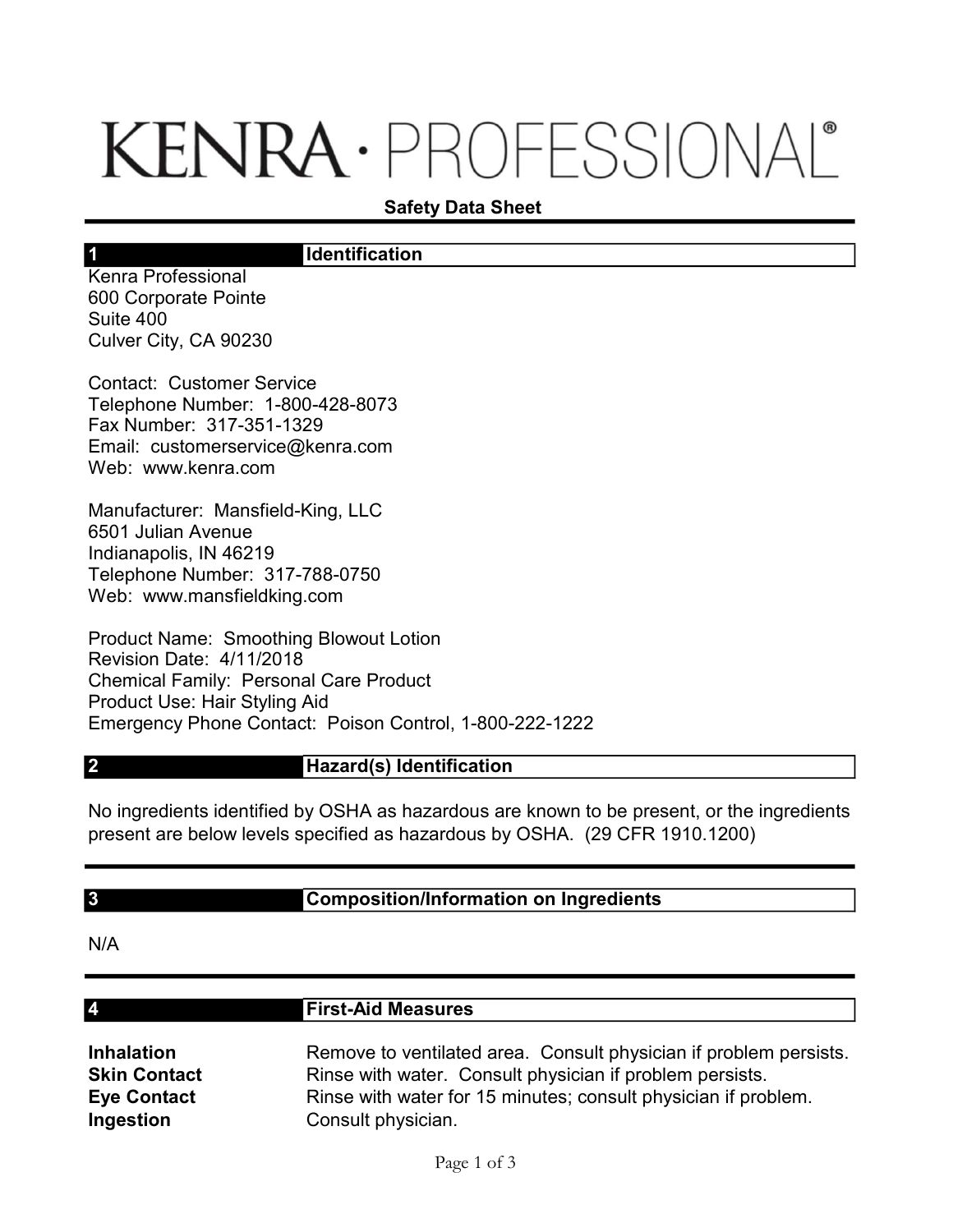# KENRA · PROFESSIONAL®

**Safety Data Sheet**

## 1 Identification

Kenra Professional
600 Corporate Pointe
Suite 400
Culver City, CA 90230

Contact: Customer Service
Telephone Number: 1-800-428-8073
Fax Number: 317-351-1329
Email: customerservice@kenra.com
Web: www.kenra.com

Manufacturer: Mansfield-King, LLC
6501 Julian Avenue
Indianapolis, IN 46219
Telephone Number: 317-788-0750
Web: www.mansfieldking.com

Product Name: Smoothing Blowout Lotion
Revision Date: 4/11/2018
Chemical Family: Personal Care Product
Product Use: Hair Styling Aid
Emergency Phone Contact: Poison Control, 1-800-222-1222

## 2 Hazard(s) Identification

No ingredients identified by OSHA as hazardous are known to be present, or the ingredients present are below levels specified as hazardous by OSHA. (29 CFR 1910.1200)

## 3 Composition/Information on Ingredients

N/A

## 4 First-Aid Measures

| | |
|---|---|
| **Inhalation** | Remove to ventilated area. Consult physician if problem persists. |
| **Skin Contact** | Rinse with water. Consult physician if problem persists. |
| **Eye Contact** | Rinse with water for 15 minutes; consult physician if problem. |
| **Ingestion** | Consult physician. |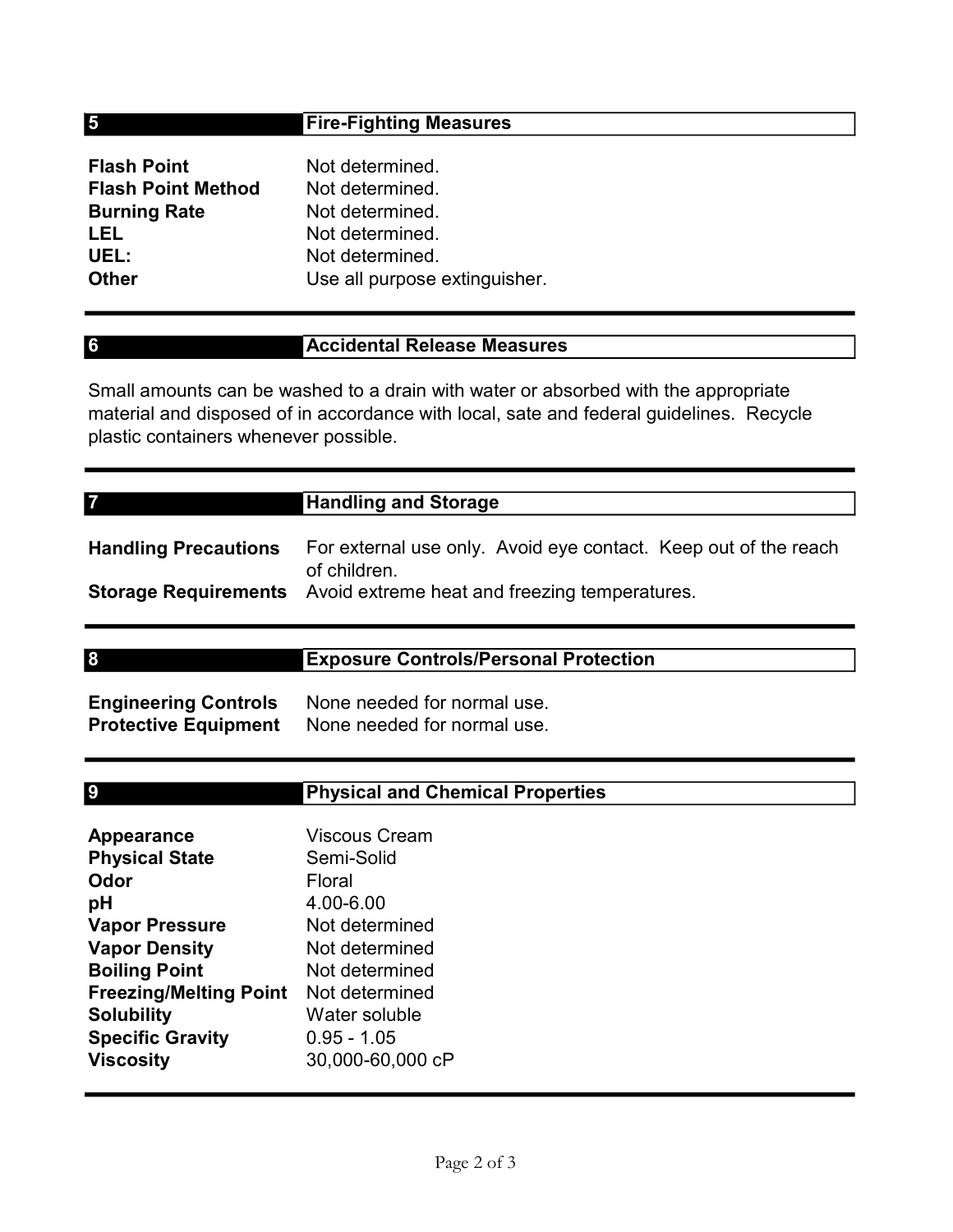## 5 Fire-Fighting Measures

| | |
|---|---|
| **Flash Point** | Not determined. |
| **Flash Point Method** | Not determined. |
| **Burning Rate** | Not determined. |
| **LEL** | Not determined. |
| **UEL:** | Not determined. |
| **Other** | Use all purpose extinguisher. |

## 6 Accidental Release Measures

Small amounts can be washed to a drain with water or absorbed with the appropriate material and disposed of in accordance with local, sate and federal guidelines. Recycle plastic containers whenever possible.

## 7 Handling and Storage

| | |
|---|---|
| **Handling Precautions** | For external use only. Avoid eye contact. Keep out of the reach of children. |
| **Storage Requirements** | Avoid extreme heat and freezing temperatures. |

## 8 Exposure Controls/Personal Protection

| | |
|---|---|
| **Engineering Controls** | None needed for normal use. |
| **Protective Equipment** | None needed for normal use. |

## 9 Physical and Chemical Properties

| | |
|---|---|
| **Appearance** | Viscous Cream |
| **Physical State** | Semi-Solid |
| **Odor** | Floral |
| **pH** | 4.00-6.00 |
| **Vapor Pressure** | Not determined |
| **Vapor Density** | Not determined |
| **Boiling Point** | Not determined |
| **Freezing/Melting Point** | Not determined |
| **Solubility** | Water soluble |
| **Specific Gravity** | 0.95 - 1.05 |
| **Viscosity** | 30,000-60,000 cP |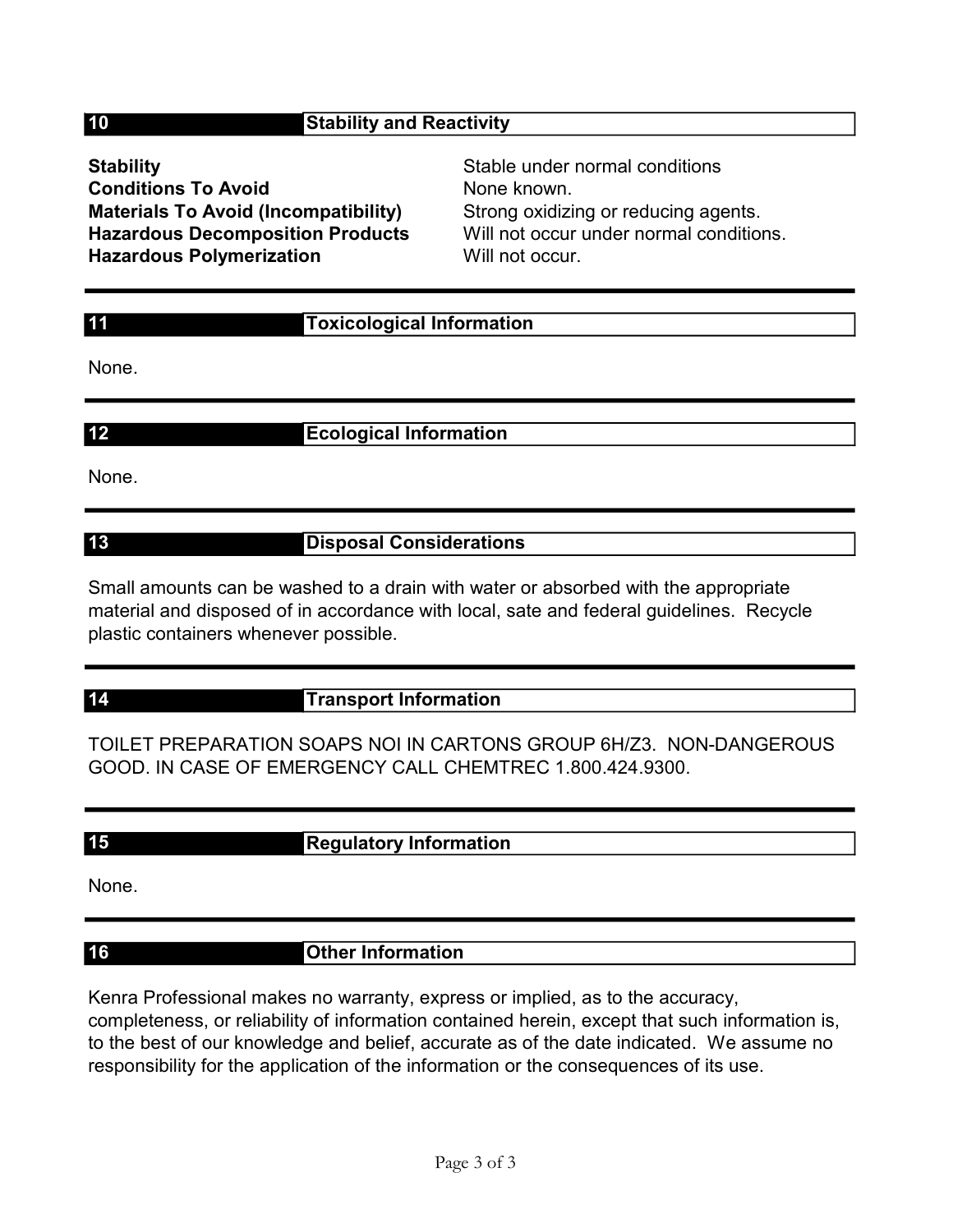## 10 Stability and Reactivity

| | |
|---|---|
| **Stability** | Stable under normal conditions |
| **Conditions To Avoid** | None known. |
| **Materials To Avoid (Incompatibility)** | Strong oxidizing or reducing agents. |
| **Hazardous Decomposition Products** | Will not occur under normal conditions. |
| **Hazardous Polymerization** | Will not occur. |

## 11 Toxicological Information

None.

## 12 Ecological Information

None.

## 13 Disposal Considerations

Small amounts can be washed to a drain with water or absorbed with the appropriate material and disposed of in accordance with local, sate and federal guidelines. Recycle plastic containers whenever possible.

## 14 Transport Information

TOILET PREPARATION SOAPS NOI IN CARTONS GROUP 6H/Z3. NON-DANGEROUS GOOD. IN CASE OF EMERGENCY CALL CHEMTREC 1.800.424.9300.

## 15 Regulatory Information

None.

## 16 Other Information

Kenra Professional makes no warranty, express or implied, as to the accuracy, completeness, or reliability of information contained herein, except that such information is, to the best of our knowledge and belief, accurate as of the date indicated. We assume no responsibility for the application of the information or the consequences of its use.